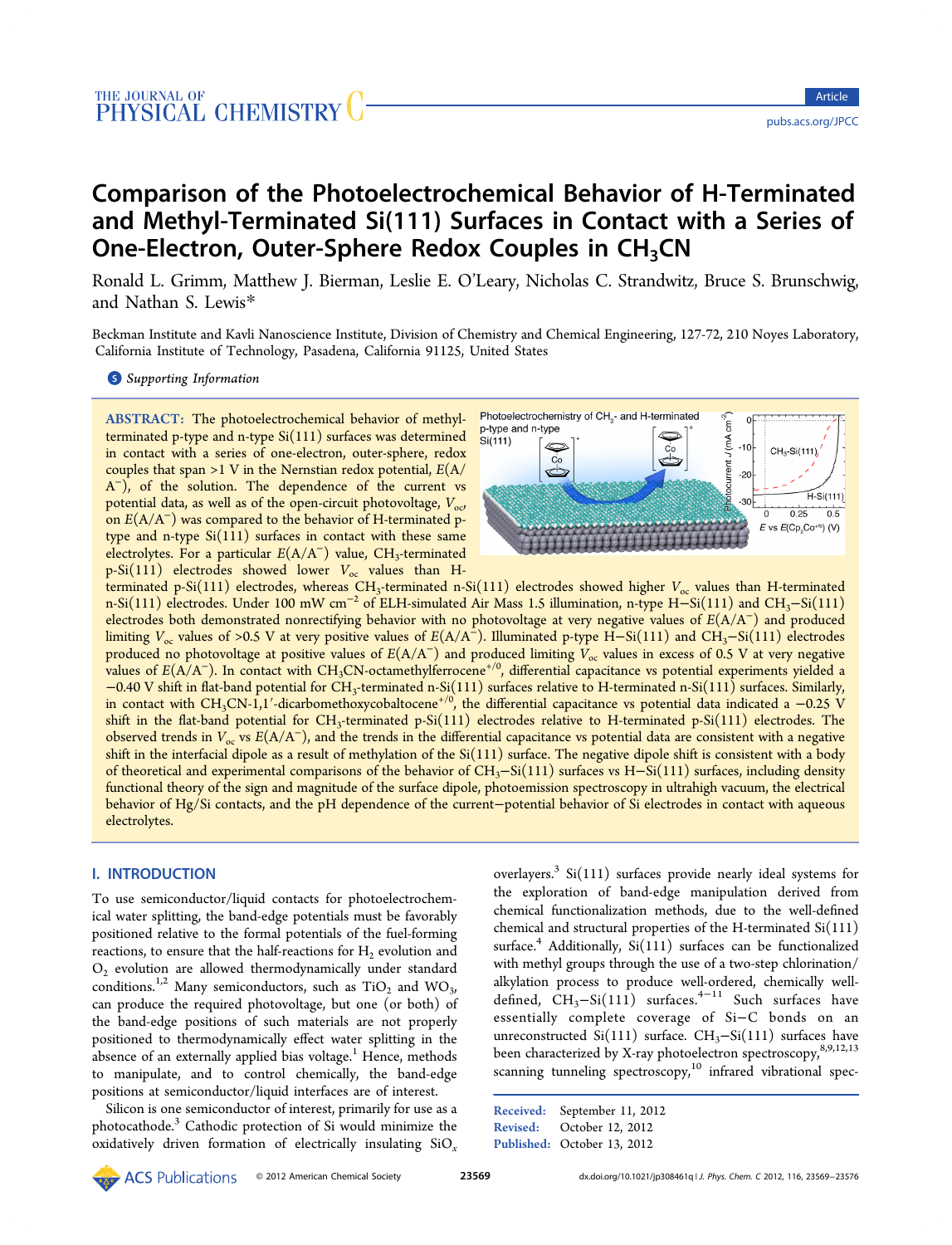# Comparison of the Photoelectrochemical Behavior of H-Terminated and Methyl-Terminated Si(111) Surfaces in Contact with a Series of One-Electron, Outer-Sphere Redox Couples in $CH_3CN$

Ronald L. Grimm, Matthew J. Bierman, Leslie E. O'Leary, Nicholas C. Strandwitz, Bruce S. Brunschwig, and Nathan S. Lewis*

Beckman Institute and Kavli Nanoscience Institute, Division of Chemistry and Chemical Engineering, 127-72, 210 Noyes Laboratory, California Institute of Technology, Pasadena, California 91125, United States

Supporting Information

**ABSTRACT:** The photoelectrochemical behavior of methyl-terminated p-type and n-type Si(111) surfaces was determined in contact with a series of one-electron, outer-sphere, redox couples that span >1 V in the Nernstian redox potential, $E(A/A^-)$, of the solution. The dependence of the current vs potential data, as well as of the open-circuit photovoltage, $V_{oc}$, on $E(A/A^-)$ was compared to the behavior of H-terminated p-type and n-type Si(111) surfaces in contact with these same electrolytes. For a particular $E(A/A^-)$ value, $CH_3$-terminated p-Si(111) electrodes showed lower $V_{oc}$ values than H-terminated p-Si(111) electrodes, whereas $CH_3$-terminated n-Si(111) electrodes showed higher $V_{oc}$ values than H-terminated n-Si(111) electrodes. Under 100 mW $cm^{-2}$ of ELH-simulated Air Mass 1.5 illumination, n-type H–Si(111) and $CH_3$–Si(111) electrodes both demonstrated nonrectifying behavior with no photovoltage at very negative values of $E(A/A^-)$ and produced limiting $V_{oc}$ values of >0.5 V at very positive values of $E(A/A^-)$. Illuminated p-type H–Si(111) and $CH_3$–Si(111) electrodes produced no photovoltage at positive values of $E(A/A^-)$ and produced limiting $V_{oc}$ values in excess of 0.5 V at very negative values of $E(A/A^-)$. In contact with $CH_3CN$-octamethylferrocene$^{+/0}$, differential capacitance vs potential experiments yielded a −0.40 V shift in flat-band potential for $CH_3$-terminated n-Si(111) surfaces relative to H-terminated n-Si(111) surfaces. Similarly, in contact with $CH_3CN$-1,1′-dicarbomethoxycobaltocene$^{+/0}$, the differential capacitance vs potential data indicated a −0.25 V shift in the flat-band potential for $CH_3$–Si(111) p-Si(111) electrodes relative to H-terminated p-Si(111) electrodes. The observed trends in $V_{oc}$ vs $E(A/A^-)$, and the trends in the differential capacitance vs potential data are consistent with a negative shift in the interfacial dipole as a result of methylation of the Si(111) surface. The negative dipole shift is consistent with a body of theoretical and experimental comparisons of the behavior of $CH_3$–Si(111) surfaces vs H–Si(111) surfaces, including density functional theory of the sign and magnitude of the surface dipole, photoemission spectroscopy in ultrahigh vacuum, the electrical behavior of Hg/Si contacts, and the pH dependence of the current–potential behavior of Si electrodes in contact with aqueous electrolytes.

## I. INTRODUCTION

To use semiconductor/liquid contacts for photoelectrochemical water splitting, the band-edge potentials must be favorably positioned relative to the formal potentials of the fuel-forming reactions, to ensure that the half-reactions for $H_2$ evolution and $O_2$ evolution are allowed thermodynamically under standard conditions.[1,2] Many semiconductors, such as $TiO_2$ and $WO_3$, can produce the required photovoltage, but one (or both) of the band-edge positions of such materials are not properly positioned to thermodynamically effect water splitting in the absence of an externally applied bias voltage.[1] Hence, methods to manipulate, and to control chemically, the band-edge positions at semiconductor/liquid interfaces are of interest.

Silicon is one semiconductor of interest, primarily for use as a photocathode.[3] Cathodic protection of Si would minimize the oxidatively driven formation of electrically insulating $SiO_x$ overlayers.[3] Si(111) surfaces provide nearly ideal systems for the exploration of band-edge manipulation derived from chemical functionalization methods, due to the well-defined chemical and structural properties of the H-terminated Si(111) surface.[4] Additionally, Si(111) surfaces can be functionalized with methyl groups through the use of a two-step chlorination/alkylation process to produce well-ordered, chemically well-defined, $CH_3$–Si(111) surfaces.[4−11] Such surfaces have essentially complete coverage of Si–C bonds on an unreconstructed Si(111) surface. $CH_3$–Si(111) surfaces have been characterized by X-ray photoelectron spectroscopy,[8,9,12,13] scanning tunneling spectroscopy,[10] infrared vibrational spec-

Received: September 11, 2012
Revised: October 12, 2012
Published: October 13, 2012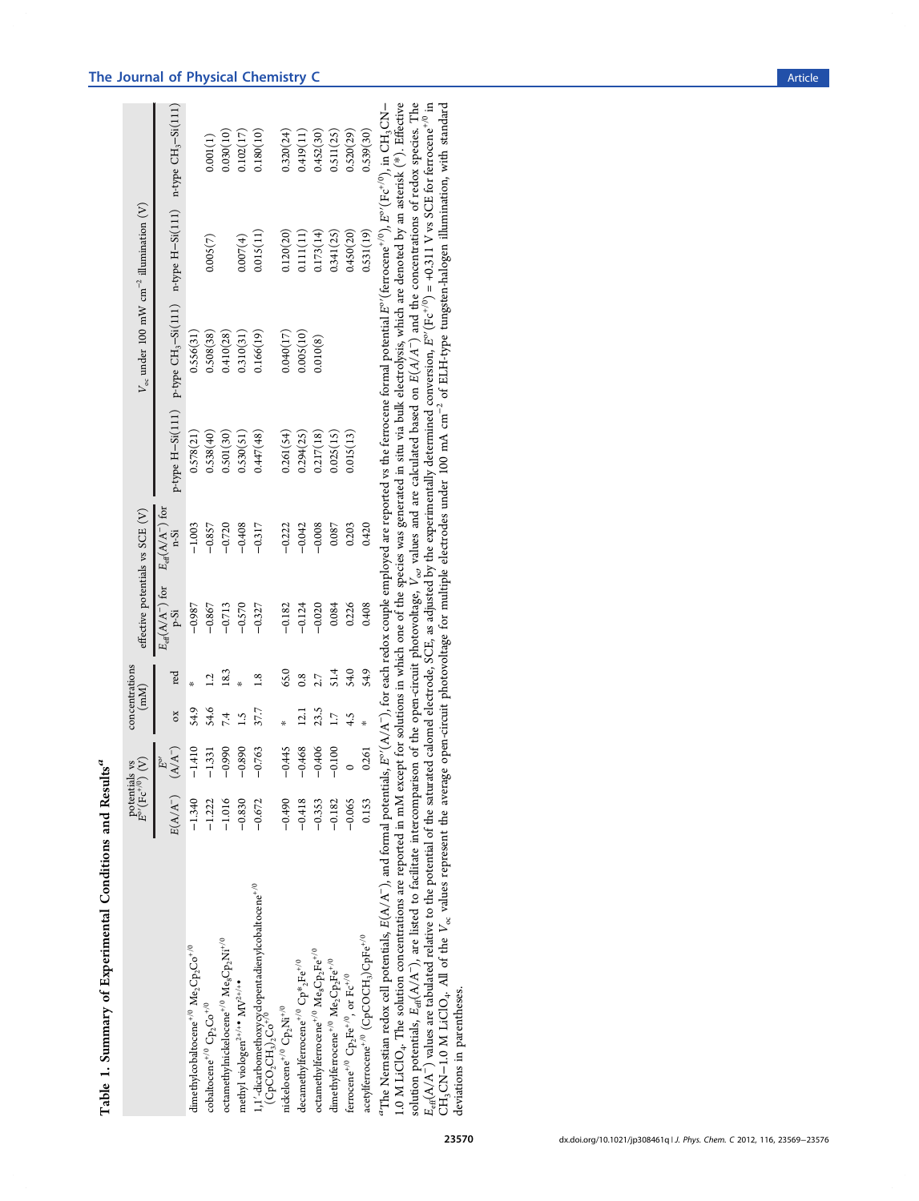**Table 1. Summary of Experimental Conditions and Results**[a]

| | potentials vs $E^{o\prime}(Fc^{+/0})$ (V) | | concentrations (mM) | | effective potentials vs SCE (V) | | $V_{oc}$ under 100 mW cm$^{-2}$ illumination (V) | | | |
|---|---|---|---|---|---|---|---|---|---|---|
| | $E(A/A^-)$ | $E^{o\prime}(A/A^-)$ | ox | red | $E_{eff}(A/A^-)$ for p-Si | $E_{eff}(A/A^-)$ for n-Si | p-type H–Si(111) | p-type $CH_3$–Si(111) | n-type H–Si(111) | n-type $CH_3$–Si(111) |
| dimethylcobaltocene$^{+/0}$ $Me_2Cp_2Co^{+/0}$ | −1.340 | −1.410 | 54.9 | * | −0.987 | −1.003 | 0.578(21) | 0.556(31) | | |
| cobaltocene$^{+/0}$ $Cp_2Co^{+/0}$ | −1.222 | −1.331 | 54.6 | 1.2 | −0.867 | −0.857 | 0.538(40) | 0.508(38) | 0.005(7) | 0.001(1) |
| octamethylnickelocene$^{+/0}$ $Me_8Cp_2Ni^{+/0}$ | −1.016 | −0.990 | 7.4 | 18.3 | −0.713 | −0.720 | 0.501(30) | 0.410(28) | | 0.030(10) |
| methyl viologen$^{2+/+\bullet}$ $MV^{2+/+\bullet}$ | −0.830 | −0.890 | 1.5 | * | −0.570 | −0.408 | 0.530(51) | 0.310(31) | 0.007(4) | 0.102(17) |
| 1,1′-dicarbomethoxycyclopentadienylcobaltocene$^{+/0}$ $(CpCO_2CH_3)_2Co^{+/0}$ | −0.672 | −0.763 | 37.7 | 1.8 | −0.327 | −0.317 | 0.447(48) | 0.166(19) | 0.015(11) | 0.180(10) |
| nickelocene$^{+/0}$ $Cp_2Ni^{+/0}$ | −0.490 | −0.445 | * | 65.0 | −0.182 | −0.222 | 0.261(54) | 0.040(17) | 0.120(20) | 0.320(24) |
| decamethylferrocene$^{+/0}$ $Cp^*_2Fe^{+/0}$ | −0.418 | −0.468 | 12.1 | 0.8 | −0.124 | −0.042 | 0.294(25) | 0.005(10) | 0.111(11) | 0.419(11) |
| octamethylferrocene$^{+/0}$ $Me_8Cp_2Fe^{+/0}$ | −0.353 | −0.406 | 23.5 | 2.7 | −0.020 | −0.008 | 0.217(18) | 0.010(8) | 0.173(14) | 0.452(30) |
| dimethylferrocene$^{+/0}$ $Me_2Cp_2Fe^{+/0}$ | −0.182 | −0.100 | 1.7 | 51.4 | 0.084 | 0.087 | 0.025(15) | | 0.341(25) | 0.511(25) |
| ferrocene$^{+/0}$ $Cp_2Fe^{+/0}$, or $Fc^{+/0}$ | −0.065 | 0 | 4.5 | 54.0 | 0.226 | 0.203 | 0.015(13) | | 0.450(20) | 0.520(29) |
| acetylferrocene$^{+/0}$ $(CpCOCH_3)CpFe^{+/0}$ | 0.153 | 0.261 | * | 54.9 | 0.408 | 0.420 | | | 0.531(19) | 0.539(30) |

[a]The Nernstian redox cell potentials, $E(A/A^-)$, and formal potentials, $E^{o\prime}(A/A^-)$, for each redox couple employed are reported vs the ferrocene formal potential $E^{o\prime}$(ferrocene$^{+/0}$), $E^{o\prime}(Fc^{+/0})$, in $CH_3CN$–1.0 M $LiClO_4$. The solution concentrations are reported in mM except for solutions in which one of the species was generated in situ via bulk electrolysis, which are denoted by an asterisk (*). Effective solution potentials, $E_{eff}(A/A^-)$, are listed to facilitate intercomparison of the open-circuit photovoltage, $V_{oc}$, values and are calculated based on $E(A/A^-)$ and the concentrations of redox species. The $E_{eff}(A/A^-)$ values are tabulated relative to the potential of the saturated calomel electrode, SCE, as adjusted by the experimentally determined conversion, $E^{o\prime}(Fc^{+/0}) = +0.311$ V vs SCE for ferrocene$^{+/0}$ in $CH_3CN$–1.0 M $LiClO_4$. All of the $V_{oc}$ values represent the average open-circuit photovoltage for multiple electrodes under 100 mA cm$^{-2}$ of ELH-type tungsten-halogen illumination, with standard deviations in parentheses.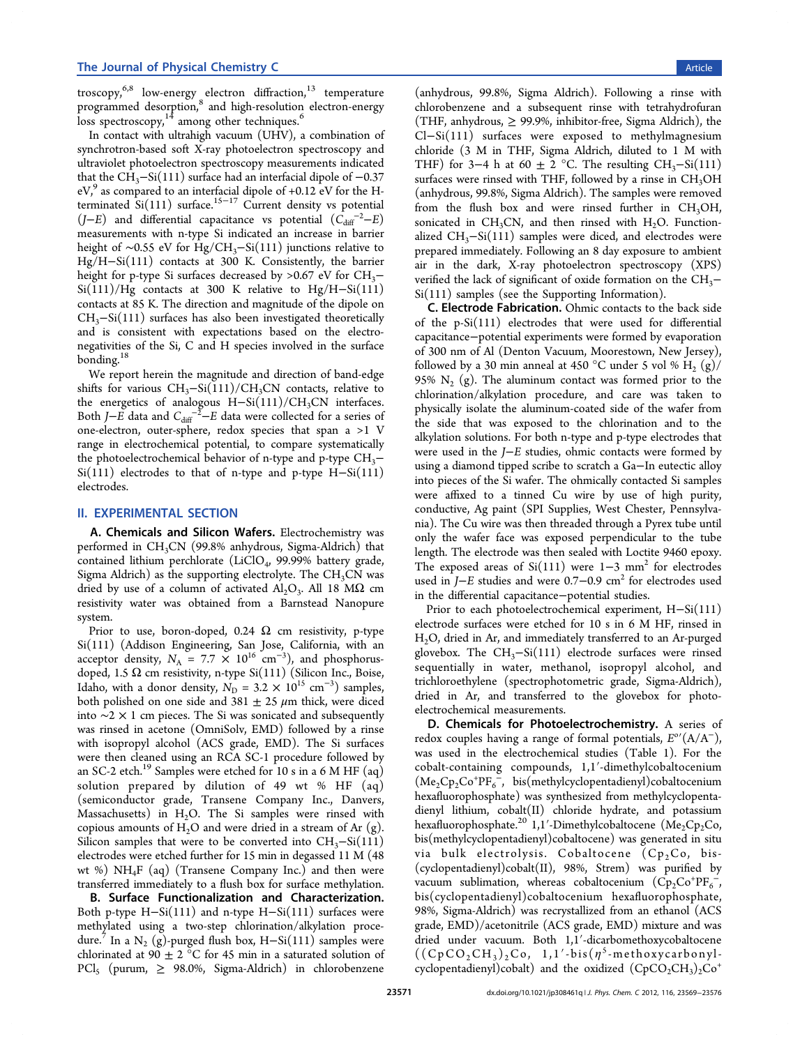troscopy,[6,8] low-energy electron diffraction,[13] temperature programmed desorption,[8] and high-resolution electron-energy loss spectroscopy,[14] among other techniques.[6]

In contact with ultrahigh vacuum (UHV), a combination of synchrotron-based soft X-ray photoelectron spectroscopy and ultraviolet photoelectron spectroscopy measurements indicated that the $CH_3$–Si(111) surface had an interfacial dipole of −0.37 eV,[9] as compared to an interfacial dipole of +0.12 eV for the H-terminated Si(111) surface.[15−17] Current density vs potential ($J$–$E$) and differential capacitance vs potential ($C_{diff}^{-2}$–$E$) measurements with n-type Si indicated an increase in barrier height of ~0.55 eV for Hg/$CH_3$–Si(111) junctions relative to Hg/H–Si(111) contacts at 300 K. Consistently, the barrier height for p-type Si surfaces decreased by >0.67 eV for $CH_3$–Si(111)/Hg contacts at 300 K relative to Hg/H–Si(111) contacts at 85 K. The direction and magnitude of the dipole on $CH_3$–Si(111) surfaces has also been investigated theoretically and is consistent with expectations based on the electronegativities of the Si, C and H species involved in the surface bonding.[18]

We report herein the magnitude and direction of band-edge shifts for various $CH_3$–Si(111)/$CH_3CN$ contacts, relative to the energetics of analogous H–Si(111)/$CH_3CN$ interfaces. Both $J$–$E$ data and $C_{diff}^{-2}$–$E$ data were collected for a series of one-electron, outer-sphere, redox species that span a >1 V range in electrochemical potential, to compare systematically the photoelectrochemical behavior of n-type and p-type $CH_3$–Si(111) electrodes to that of n-type and p-type H–Si(111) electrodes.

## II. EXPERIMENTAL SECTION

**A. Chemicals and Silicon Wafers.** Electrochemistry was performed in $CH_3CN$ (99.8% anhydrous, Sigma-Aldrich) that contained lithium perchlorate ($LiClO_4$, 99.99% battery grade, Sigma Aldrich) as the supporting electrolyte. The $CH_3CN$ was dried by use of a column of activated $Al_2O_3$. All 18 MΩ cm resistivity water was obtained from a Barnstead Nanopure system.

Prior to use, boron-doped, 0.24 Ω cm resistivity, p-type Si(111) (Addison Engineering, San Jose, California, with an acceptor density, $N_A$ = 7.7 × $10^{16}$ $cm^{-3}$), and phosphorus-doped, 1.5 Ω cm resistivity, n-type Si(111) (Silicon Inc., Boise, Idaho, with a donor density, $N_D$ = 3.2 × $10^{15}$ $cm^{-3}$) samples, both polished on one side and 381 ± 25 μm thick, were diced into ~2 × 1 cm pieces. The Si was sonicated and subsequently was rinsed in acetone (OmniSolv, EMD) followed by a rinse with isopropyl alcohol (ACS grade, EMD). The Si surfaces were then cleaned using an RCA SC-1 procedure followed by an SC-2 etch.[19] Samples were etched for 10 s in a 6 M HF (aq) solution prepared by dilution of 49 wt % HF (aq) (semiconductor grade, Transene Company Inc., Danvers, Massachusetts) in $H_2O$. The Si samples were rinsed with copious amounts of $H_2O$ and were dried in a stream of Ar (g). Silicon samples that were to be converted into $CH_3$–Si(111) electrodes were etched further for 15 min in degassed 11 M (48 wt %) $NH_4F$ (aq) (Transene Company Inc.) and then were transferred immediately to a flush box for surface methylation.

**B. Surface Functionalization and Characterization.** Both p-type H–Si(111) and n-type H–Si(111) surfaces were methylated using a two-step chlorination/alkylation procedure.[7] In a $N_2$ (g)-purged flush box, H–Si(111) samples were chlorinated at 90 ± 2 °C for 45 min in a saturated solution of $PCl_5$ (purum, ≥ 98.0%, Sigma-Aldrich) in chlorobenzene (anhydrous, 99.8%, Sigma Aldrich). Following a rinse with chlorobenzene and a subsequent rinse with tetrahydrofuran (THF, anhydrous, ≥ 99.9%, inhibitor-free, Sigma Aldrich), the Cl–Si(111) surfaces were exposed to methylmagnesium chloride (3 M in THF, Sigma Aldrich, diluted to 1 M with THF) for 3–4 h at 60 ± 2 °C. The resulting $CH_3$–Si(111) surfaces were rinsed with THF, followed by a rinse in $CH_3OH$ (anhydrous, 99.8%, Sigma Aldrich). The samples were removed from the flush box and were rinsed further in $CH_3OH$, sonicated in $CH_3CN$, and then rinsed with $H_2O$. Functionalized $CH_3$–Si(111) samples were diced, and electrodes were prepared immediately. Following an 8 day exposure to ambient air in the dark, X-ray photoelectron spectroscopy (XPS) verified the lack of significant of oxide formation on the $CH_3$–Si(111) samples (see the Supporting Information).

**C. Electrode Fabrication.** Ohmic contacts to the back side of the p-Si(111) electrodes that were used for differential capacitance–potential experiments were formed by evaporation of 300 nm of Al (Denton Vacuum, Moorestown, New Jersey), followed by a 30 min anneal at 450 °C under 5 vol % $H_2$ (g)/95% $N_2$ (g). The aluminum contact was formed prior to the chlorination/alkylation procedure, and care was taken to physically isolate the aluminum-coated side of the wafer from the side that was exposed to the chlorination and to the alkylation solutions. For both n-type and p-type electrodes that were used in the $J$–$E$ studies, ohmic contacts were formed by using a diamond tipped scribe to scratch a Ga–In eutectic alloy into pieces of the Si wafer. The ohmically contacted Si samples were affixed to a tinned Cu wire by use of high purity, conductive, Ag paint (SPI Supplies, West Chester, Pennsylvania). The Cu wire was then threaded through a Pyrex tube until only the wafer face was exposed perpendicular to the tube length. The electrode was then sealed with Loctite 9460 epoxy. The exposed areas of Si(111) were 1–3 $mm^2$ for electrodes used in $J$–$E$ studies and were 0.7–0.9 $cm^2$ for electrodes used in the differential capacitance–potential studies.

Prior to each photoelectrochemical experiment, H–Si(111) electrode surfaces were etched for 10 s in 6 M HF, rinsed in $H_2O$, dried in Ar, and immediately transferred to an Ar-purged glovebox. The $CH_3$–Si(111) electrode surfaces were rinsed sequentially in water, methanol, isopropyl alcohol, and trichloroethylene (spectrophotometric grade, Sigma-Aldrich), dried in Ar, and transferred to the glovebox for photoelectrochemical measurements.

**D. Chemicals for Photoelectrochemistry.** A series of redox couples having a range of formal potentials, $E^{o\prime}(A/A^-)$, was used in the electrochemical studies (Table 1). For the cobalt-containing compounds, 1,1′-dimethylcobaltocenium ($Me_2Cp_2Co^+PF_6^-$, bis(methylcyclopentadienyl)cobaltocenium hexafluorophosphate) was synthesized from methylcyclopentadienyl lithium, cobalt(II) chloride hydrate, and potassium hexafluorophosphate.[20] 1,1′-Dimethylcobaltocene ($Me_2Cp_2Co$, bis(methylcyclopentadienyl)cobaltocene) was generated in situ via bulk electrolysis. Cobaltocene ($Cp_2Co$, bis(cyclopentadienyl)cobalt(II), 98%, Strem) was purified by vacuum sublimation, whereas cobaltocenium ($Cp_2Co^+PF_6^-$, bis(cyclopentadienyl)cobaltocenium hexafluorophosphate, 98%, Sigma-Aldrich) was recrystallized from an ethanol (ACS grade, EMD)/acetonitrile (ACS grade, EMD) mixture and was dried under vacuum. Both 1,1′-dicarbomethoxycobaltocene ($(CpCO_2CH_3)_2Co$, 1,1′-bis($\eta^5$-methoxycarbonylcyclopentadienyl)cobalt) and the oxidized $(CpCO_2CH_3)_2Co^+$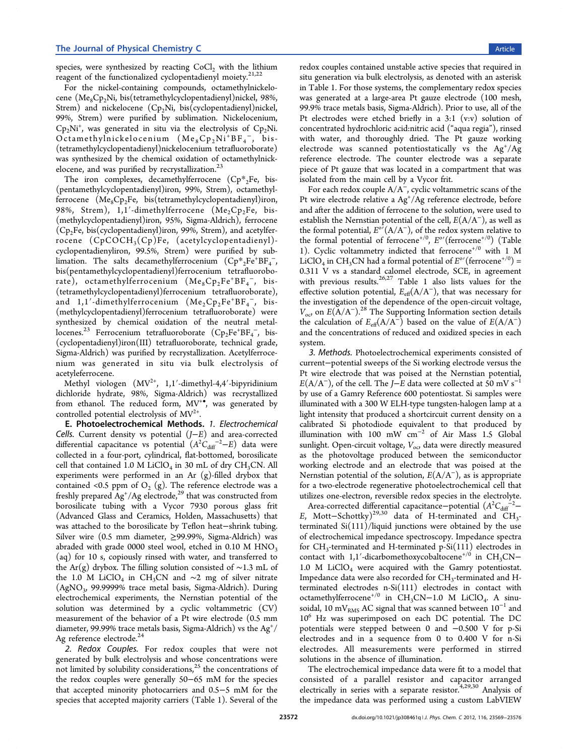species, were synthesized by reacting $CoCl_2$ with the lithium reagent of the functionalized cyclopentadienyl moiety.[21,22]

For the nickel-containing compounds, octamethylnickelocene ($Me_8Cp_2Ni$, bis(tetramethylcyclopentadienyl)nickel, 98%, Strem) and nickelocene ($Cp_2Ni$, bis(cyclopentadienyl)nickel, 99%, Strem) were purified by sublimation. Nickelocenium, $Cp_2Ni^+$, was generated in situ via the electrolysis of $Cp_2Ni$. Octamethylnickelocenium ($Me_8Cp_2Ni^+BF_4^-$, bis(tetramethylcyclopentadienyl)nickelocenium tetrafluoroborate) was synthesized by the chemical oxidation of octamethylnickelocene, and was purified by recrystallization.[23]

The iron complexes, decamethylferrocene ($Cp^*_2Fe$, bis(pentamethylcyclopentadienyl)iron, 99%, Strem), octamethylferrocene ($Me_8Cp_2Fe$, bis(tetramethylcyclopentadienyl)iron, 98%, Strem), 1,1′-dimethylferrocene ($Me_2Cp_2Fe$, bis(methylcyclopentadienyl)iron, 95%, Sigma-Aldrich), ferrocene ($Cp_2Fe$, bis(cyclopentadienyl)iron, 99%, Strem), and acetylferrocene ($CpCOCH_3(Cp)Fe$, (acetylcyclopentadienyl)-cyclopentadienyliron, 99.5%, Strem) were purified by sublimation. The salts decamethylferrocenium ($Cp^*_2Fe^+BF_4^-$, bis(pentamethylcyclopentadienyl)ferrocenium tetrafluoroborate), octamethylferrocenium ($Me_8Cp_2Fe^+BF_4^-$, bis(tetramethylcyclopentadienyl)ferrocenium tetrafluoroborate), and 1,1′-dimethylferrocenium ($Me_2Cp_2Fe^+BF_4^-$, bis(methylcyclopentadienyl)ferrocenium tetrafluoroborate) were synthesized by chemical oxidation of the neutral metallocenes.[23] Ferrocenium tetrafluoroborate ($Cp_2Fe^+BF_4^-$, bis(cyclopentadienyl)iron(III) tetrafluoroborate, technical grade, Sigma-Aldrich) was purified by recrystallization. Acetylferrocenium was generated in situ via bulk electrolysis of acetyleferrocene.

Methyl viologen ($MV^{2+}$, 1,1′-dimethyl-4,4′-bipyridinium dichloride hydrate, 98%, Sigma-Aldrich) was recrystallized from ethanol. The reduced form, $MV^{+\bullet}$, was generated by controlled potential electrolysis of $MV^{2+}$.

**E. Photoelectrochemical Methods.** *1. Electrochemical Cells.* Current density vs potential ($J$–$E$) and area-corrected differential capacitance vs potential ($A^2C_{diff}^{-2}$–$E$) data were collected in a four-port, cylindrical, flat-bottomed, borosilicate cell that contained 1.0 M $LiClO_4$ in 30 mL of dry $CH_3CN$. All experiments were performed in an Ar (g)-filled drybox that contained <0.5 ppm of $O_2$ (g). The reference electrode was a freshly prepared $Ag^+$/Ag electrode,[29] that was constructed from borosilicate tubing with a Vycor 7930 porous glass frit (Advanced Glass and Ceramics, Holden, Massachusetts) that was attached to the borosilicate by Teflon heat–shrink tubing. Silver wire (0.5 mm diameter, ≥99.99%, Sigma-Aldrich) was abraded with grade 0000 steel wool, etched in 0.10 M $HNO_3$ (aq) for 10 s, copiously rinsed with water, and transferred to the Ar(g) drybox. The filling solution consisted of ∼1.3 mL of the 1.0 M $LiClO_4$ in $CH_3CN$ and ∼2 mg of silver nitrate ($AgNO_3$, 99.9999% trace metal basis, Sigma-Aldrich). During electrochemical experiments, the Nernstian potential of the solution was determined by a cyclic voltammetric (CV) measurement of the behavior of a Pt wire electrode (0.5 mm diameter, 99.99% trace metals basis, Sigma-Aldrich) vs the $Ag^+$/Ag reference electrode.[24]

*2. Redox Couples.* For redox couples that were not generated by bulk electrolysis and whose concentrations were not limited by solubility considerations,[25] the concentrations of the redox couples were generally 50–65 mM for the species that accepted minority photocarriers and 0.5–5 mM for the species that accepted majority carriers (Table 1). Several of the redox couples contained unstable active species that required in situ generation via bulk electrolysis, as denoted with an asterisk in Table 1. For those systems, the complementary redox species was generated at a large-area Pt gauze electrode (100 mesh, 99.9% trace metals basis, Sigma-Aldrich). Prior to use, all of the Pt electrodes were etched briefly in a 3:1 (v:v) solution of concentrated hydrochloric acid:nitric acid ("aqua regia"), rinsed with water, and thoroughly dried. The Pt gauze working electrode was scanned potentiostatically vs the $Ag^+$/Ag reference electrode. The counter electrode was a separate piece of Pt gauze that was located in a compartment that was isolated from the main cell by a Vycor frit.

For each redox couple $A/A^-$, cyclic voltammetric scans of the Pt wire electrode relative a $Ag^+$/Ag reference electrode, before and after the addition of ferrocene to the solution, were used to establish the Nernstian potential of the cell, $E(A/A^-)$, as well as the formal potential, $E^{o\prime}(A/A^-)$, of the redox system relative to the formal potential of ferrocene$^{+/0}$, $E^{o\prime}$(ferrocene$^{+/0}$) (Table 1). Cyclic voltammetry indicted that ferrocene$^{+/0}$ with 1 M $LiClO_4$ in $CH_3CN$ had a formal potential of $E^{o\prime}$(ferrocene$^{+/0}$) = 0.311 V vs a standard calomel electrode, SCE, in agreement with previous results.[26,27] Table 1 also lists values for the effective solution potential, $E_{eff}(A/A^-)$, that was necessary for the investigation of the dependence of the open-circuit voltage, $V_{oc}$, on $E(A/A^-)$.[28] The Supporting Information section details the calculation of $E_{eff}(A/A^-)$ based on the value of $E(A/A^-)$ and the concentrations of reduced and oxidized species in each system.

*3. Methods.* Photoelectrochemical experiments consisted of current–potential sweeps of the Si working electrode versus the Pt wire electrode that was poised at the Nernstian potential, $E(A/A^-)$, of the cell. The $J$–$E$ data were collected at 50 mV s$^{-1}$ by use of a Gamry Reference 600 potentiostat. Si samples were illuminated with a 300 W ELH-type tungsten-halogen lamp at a light intensity that produced a shortcircuit current density on a calibrated Si photodiode equivalent to that produced by illumination with 100 mW cm$^{-2}$ of Air Mass 1.5 Global sunlight. Open-circuit voltage, $V_{oc}$, data were directly measured as the photovoltage produced between the semiconductor working electrode and an electrode that was poised at the Nernstian potential of the solution, $E(A/A^-)$, as is appropriate for a two-electrode regenerative photoelectrochemical cell that utilizes one-electron, reversible redox species in the electrolyte.

Area-corrected differential capacitance–potential ($A^2C_{diff}^{-2}$–$E$, Mott–Schottky)[29,30] data of H-terminated and $CH_3$-terminated Si(111)/liquid junctions were obtained by the use of electrochemical impedance spectroscopy. Impedance spectra for $CH_3$-terminated and H-terminated p-Si(111) electrodes in contact with 1,1′-dicarbomethoxycobaltocene$^{+/0}$ in $CH_3CN$–1.0 M $LiClO_4$ were acquired with the Gamry potentiostat. Impedance data were also recorded for $CH_3$-terminated and H-terminated electrodes n-Si(111) electrodes in contact with octamethylferrocene$^{+/0}$ in $CH_3CN$–1.0 M $LiClO_4$. A sinusoidal, 10 mV$_{RMS}$ AC signal that was scanned between $10^{-1}$ and $10^6$ Hz was superimposed on each DC potential. The DC potentials were stepped between 0 and −0.500 V for p-Si electrodes and in a sequence from 0 to 0.400 V for n-Si electrodes. All measurements were performed in stirred solutions in the absence of illumination.

The electrochemical impedance data were fit to a model that consisted of a parallel resistor and capacitor arranged electrically in series with a separate resistor.[4,29,30] Analysis of the impedance data was performed using a custom LabVIEW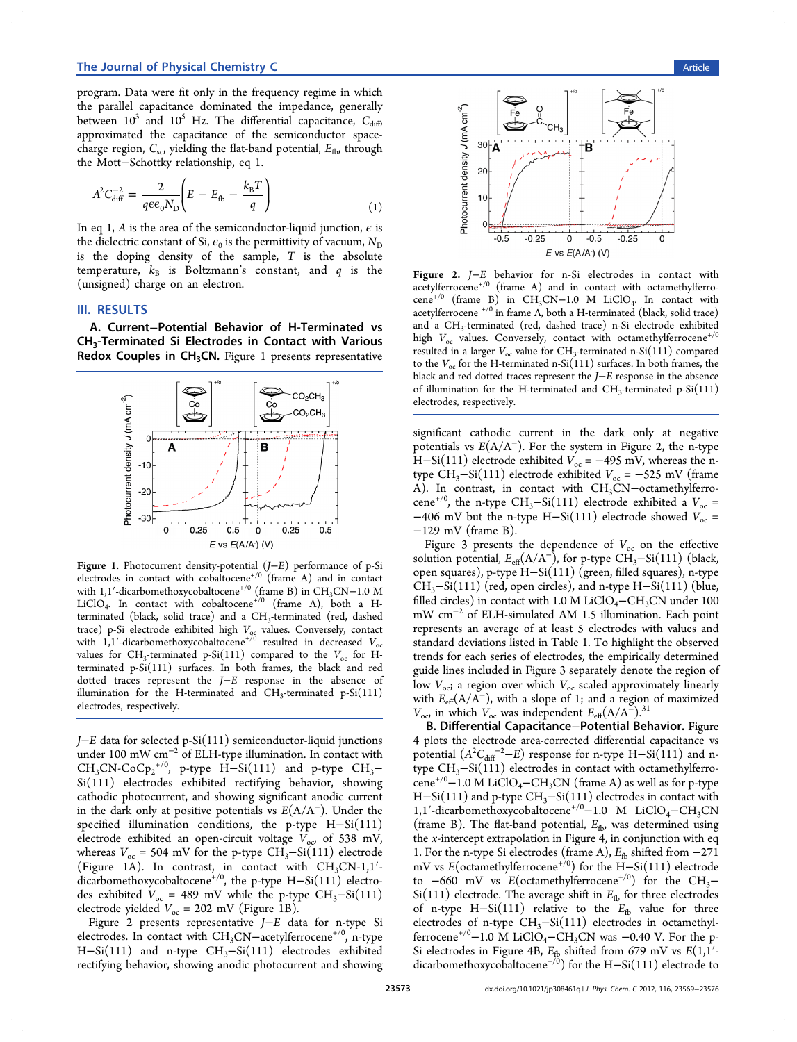program. Data were fit only in the frequency regime in which the parallel capacitance dominated the impedance, generally between $10^3$ and $10^5$ Hz. The differential capacitance, $C_{diff}$, approximated the capacitance of the semiconductor space-charge region, $C_{sc}$, yielding the flat-band potential, $E_{fb}$, through the Mott–Schottky relationship, eq 1.

$$A^2 C_{diff}^{-2} = \frac{2}{q\epsilon\epsilon_0 N_D}\left(E - E_{fb} - \frac{k_B T}{q}\right) \tag{1}$$

In eq 1, $A$ is the area of the semiconductor-liquid junction, $\epsilon$ is the dielectric constant of Si, $\epsilon_0$ is the permittivity of vacuum, $N_D$ is the doping density of the sample, $T$ is the absolute temperature, $k_B$ is Boltzmann's constant, and $q$ is the (unsigned) charge on an electron.

## III. RESULTS

### A. Current–Potential Behavior of H-Terminated vs $CH_3$-Terminated Si Electrodes in Contact with Various Redox Couples in $CH_3CN$.

Figure 1 presents representative $J$–$E$ data for selected p-Si(111) semiconductor-liquid junctions under 100 mW cm$^{-2}$ of ELH-type illumination. In contact with $CH_3CN$-$CoCp_2^{+/0}$, p-type H–Si(111) and p-type $CH_3$–Si(111) electrodes exhibited rectifying behavior, showing cathodic photocurrent, and showing significant anodic current in the dark only at positive potentials vs $E(A/A^-)$. Under the specified illumination conditions, the p-type H–Si(111) electrode exhibited an open-circuit voltage $V_{oc}$, of 538 mV, whereas $V_{oc}$ = 504 mV for the p-type $CH_3$–Si(111) electrode (Figure 1A). In contrast, in contact with $CH_3CN$-1,1′-dicarbomethoxycobaltocene$^{+/0}$, the p-type H–Si(111) electrodes exhibited $V_{oc}$ = 489 mV while the p-type $CH_3$–Si(111) electrode yielded $V_{oc}$ = 202 mV (Figure 1B).

Figure 1. Photocurrent density-potential ($J$–$E$) performance of p-Si electrodes in contact with cobaltocene$^{+/0}$ (frame A) and in contact with 1,1′-dicarbomethoxycobaltocene$^{+/0}$ (frame B) in $CH_3CN$–1.0 M $LiClO_4$. In contact with cobaltocene$^{+/0}$ (frame A), both a H-terminated (black, solid trace) and a $CH_3$-terminated (red, dashed trace) p-Si electrode exhibited high $V_{oc}$ values. Conversely, contact with 1,1′-dicarbomethoxycobaltocene$^{+/0}$ resulted in decreased $V_{oc}$ values for $CH_3$-terminated p-Si(111) compared to the $V_{oc}$ for H-terminated p-Si(111) surfaces. In both frames, the black and red dotted traces represent the $J$–$E$ response in the absence of illumination for the H-terminated and $CH_3$-terminated p-Si(111) electrodes, respectively.

Figure 2 presents representative $J$–$E$ data for n-type Si electrodes. In contact with $CH_3CN$–acetylferrocene$^{+/0}$, n-type H–Si(111) and n-type $CH_3$–Si(111) electrodes exhibited rectifying behavior, showing anodic photocurrent and showing significant cathodic current in the dark only at negative potentials vs $E(A/A^-)$. For the system in Figure 2, the n-type H–Si(111) electrode exhibited $V_{oc}$ = −495 mV, whereas the n-type $CH_3$–Si(111) electrode exhibited $V_{oc}$ = −525 mV (frame A). In contrast, in contact with $CH_3CN$–octamethylferrocene$^{+/0}$, the n-type $CH_3$–Si(111) electrode exhibited a $V_{oc}$ = −406 mV but the n-type H–Si(111) electrode showed $V_{oc}$ = −129 mV (frame B).

Figure 2. $J$–$E$ behavior for n-Si electrodes in contact with acetylferrocene$^{+/0}$ (frame A) and in contact with octamethylferrocene$^{+/0}$ (frame B) in $CH_3CN$–1.0 M $LiClO_4$. In contact with acetylferrocene$^{+/0}$ in frame A, both a H-terminated (black, solid trace) and a $CH_3$-terminated (red, dashed trace) n-Si electrode exhibited high $V_{oc}$ values. Conversely, contact with octamethylferrocene$^{+/0}$ resulted in a larger $V_{oc}$ value for $CH_3$-terminated n-Si(111) compared to the $V_{oc}$ for the H-terminated n-Si(111) surfaces. In both frames, the black and red dotted traces represent the $J$–$E$ response in the absence of illumination for the H-terminated and $CH_3$-terminated p-Si(111) electrodes, respectively.

Figure 3 presents the dependence of $V_{oc}$ on the effective solution potential, $E_{eff}(A/A^-)$, for p-type $CH_3$–Si(111) (black, open squares), p-type H–Si(111) (green, filled squares), n-type $CH_3$–Si(111) (red, open circles), and n-type H–Si(111) (blue, filled circles) in contact with 1.0 M $LiClO_4$–$CH_3CN$ under 100 mW cm$^{-2}$ of ELH-simulated AM 1.5 illumination. Each point represents an average of at least 5 electrodes with values and standard deviations listed in Table 1. To highlight the observed trends for each series of electrodes, the empirically determined guide lines included in Figure 3 separately denote the region of low $V_{oc}$; a region over which $V_{oc}$ scaled approximately linearly with $E_{eff}(A/A^-)$, with a slope of 1; and a region of maximized $V_{oc}$, in which $V_{oc}$ was independent $E_{eff}(A/A^-)$.[31]

### B. Differential Capacitance–Potential Behavior.

Figure 4 plots the electrode area-corrected differential capacitance vs potential ($A^2 C_{diff}^{-2}$–$E$) response for n-type H–Si(111) and n-type $CH_3$–Si(111) electrodes in contact with octamethylferrocene$^{+/0}$–1.0 M $LiClO_4$–$CH_3CN$ (frame A) as well as for p-type H–Si(111) and p-type $CH_3$–Si(111) electrodes in contact with 1,1′-dicarbomethoxycobaltocene$^{+/0}$–1.0 M $LiClO_4$–$CH_3CN$ (frame B). The flat-band potential, $E_{fb}$, was determined using the $x$-intercept extrapolation in Figure 4, in conjunction with eq 1. For the n-type Si electrodes (frame A), $E_{fb}$ shifted from −271 mV vs $E$(octamethylferrocene$^{+/0}$) for the H–Si(111) electrode to −660 mV vs $E$(octamethylferrocene$^{+/0}$) for the $CH_3$–Si(111) electrode. The average shift in $E_{fb}$ for three electrodes of n-type H–Si(111) relative to the $E_{fb}$ value for three electrodes of n-type $CH_3$–Si(111) electrodes in octamethylferrocene$^{+/0}$–1.0 M $LiClO_4$–$CH_3CN$ was −0.40 V. For the p-Si electrodes in Figure 4B, $E_{fb}$ shifted from 679 mV vs $E$(1,1′-dicarbomethoxycobaltocene$^{+/0}$) for the H–Si(111) electrode to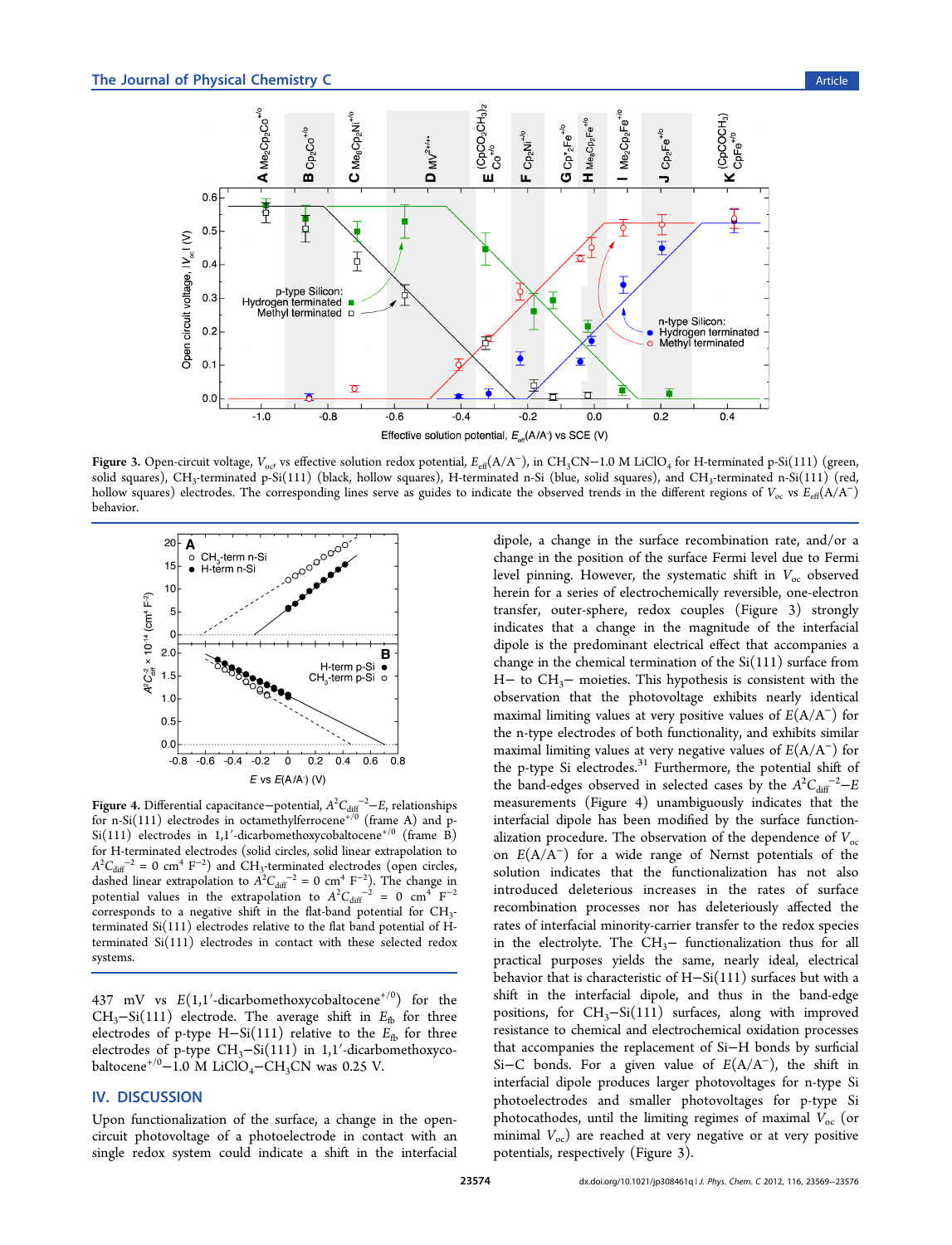**Figure 3.** Open-circuit voltage, $V_{oc}$, vs effective solution redox potential, $E_{eff}(A/A^-)$, in $CH_3CN$−1.0 M $LiClO_4$ for H-terminated p-Si(111) (green, solid squares), $CH_3$-terminated p-Si(111) (black, hollow squares), H-terminated n-Si (blue, solid squares), and $CH_3$-terminated n-Si(111) (red, hollow squares) electrodes. The corresponding lines serve as guides to indicate the observed trends in the different regions of $V_{oc}$ vs $E_{eff}(A/A^-)$ behavior.

**Figure 4.** Differential capacitance−potential, $A^2C_{diff}^{-2}$−$E$, relationships for n-Si(111) electrodes in octamethylferrocene$^{+/0}$ (frame A) and p-Si(111) electrodes in 1,1′-dicarbomethoxycobaltocene$^{+/0}$ (frame B) for H-terminated electrodes (solid circles, solid linear extrapolation to $A^2C_{diff}^{-2}$ = 0 cm$^4$ F$^{-2}$) and $CH_3$-terminated electrodes (open circles, dashed linear extrapolation to $A^2C_{diff}^{-2}$ = 0 cm$^4$ F$^{-2}$). The change in potential values in the extrapolation to $A^2C_{diff}^{-2}$ = 0 cm$^4$ F$^{-2}$ corresponds to a negative shift in the flat-band potential for $CH_3$-terminated Si(111) electrodes relative to the flat band potential of H-terminated Si(111) electrodes in contact with these selected redox systems.

437 mV vs $E$(1,1′-dicarbomethoxycobaltocene$^{+/0}$) for the $CH_3$−Si(111) electrode. The average shift in $E_{fb}$ for three electrodes of p-type H−Si(111) relative to the $E_{fb}$ for three electrodes of p-type $CH_3$−Si(111) in 1,1′-dicarbomethoxycobaltocene$^{+/0}$−1.0 M $LiClO_4$−$CH_3CN$ was 0.25 V.

## IV. DISCUSSION

Upon functionalization of the surface, a change in the open-circuit photovoltage of a photoelectrode in contact with an single redox system could indicate a shift in the interfacial dipole, a change in the surface recombination rate, and/or a change in the position of the surface Fermi level due to Fermi level pinning. However, the systematic shift in $V_{oc}$ observed herein for a series of electrochemically reversible, one-electron transfer, outer-sphere, redox couples (Figure 3) strongly indicates that a change in the magnitude of the interfacial dipole is the predominant electrical effect that accompanies a change in the chemical termination of the Si(111) surface from H− to $CH_3$− moieties. This hypothesis is consistent with the observation that the photovoltage exhibits nearly identical maximal limiting values at very positive values of $E(A/A^-)$ for the n-type electrodes of both functionality, and exhibits similar maximal limiting values at very negative values of $E(A/A^-)$ for the p-type Si electrodes.[31] Furthermore, the potential shift of the band-edges observed in selected cases by the $A^2C_{diff}^{-2}$−$E$ measurements (Figure 4) unambiguously indicates that the interfacial dipole has been modified by the surface functionalization procedure. The observation of the dependence of $V_{oc}$ on $E(A/A^-)$ for a wide range of Nernst potentials of the solution indicates that the functionalization has not also introduced deleterious increases in the rates of surface recombination processes nor has deleteriously affected the rates of interfacial minority-carrier transfer to the redox species in the electrolyte. The $CH_3$− functionalization thus for all practical purposes yields the same, nearly ideal, electrical behavior that is characteristic of H−Si(111) surfaces but with a shift in the interfacial dipole, and thus in the band-edge positions, for $CH_3$−Si(111) surfaces, along with improved resistance to chemical and electrochemical oxidation processes that accompanies the replacement of Si−H bonds by surficial Si−C bonds. For a given value of $E(A/A^-)$, the shift in interfacial dipole produces larger photovoltages for n-type Si photoelectrodes and smaller photovoltages for p-type Si photocathodes, until the limiting regimes of maximal $V_{oc}$ (or minimal $V_{oc}$) are reached at very negative or at very positive potentials, respectively (Figure 3).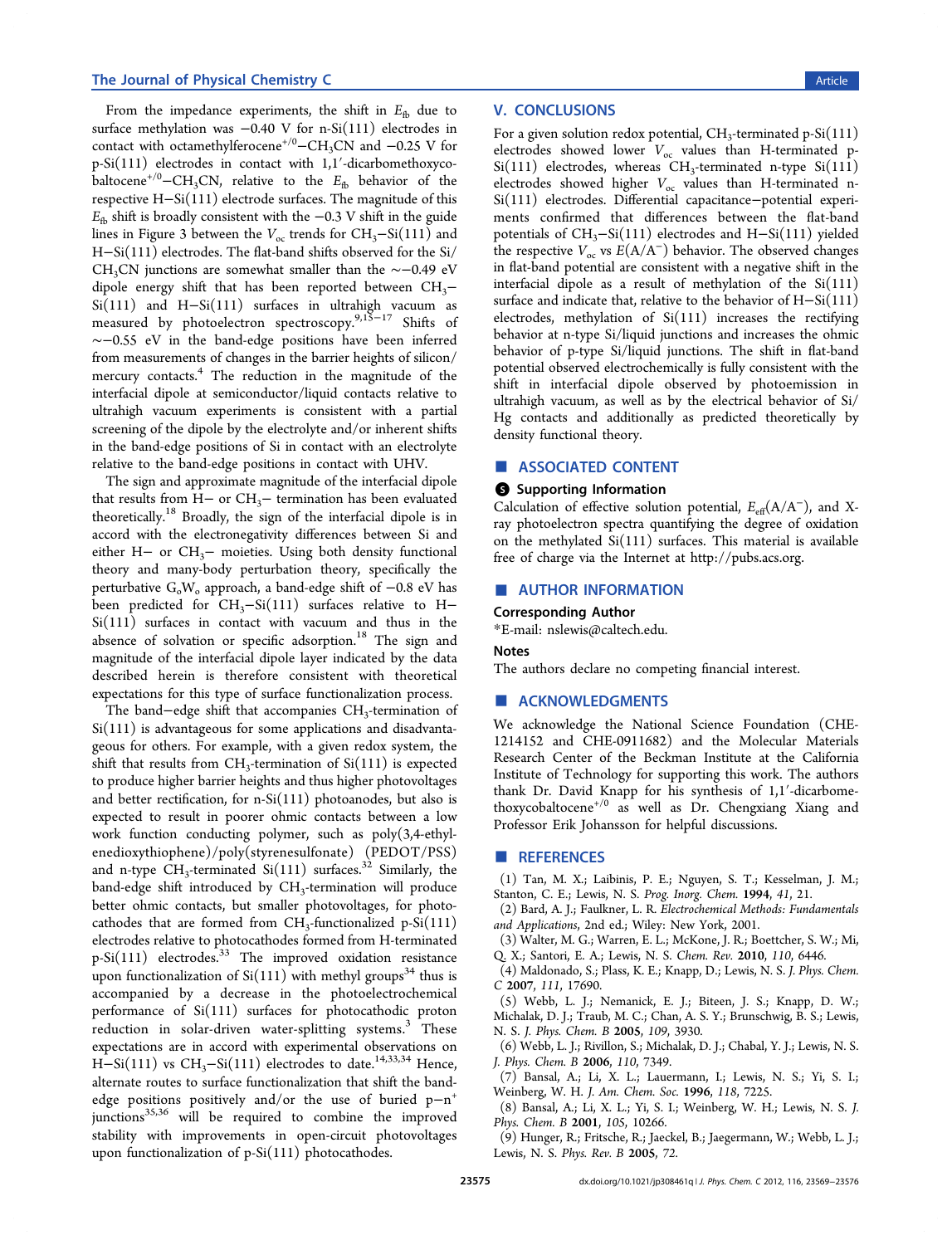From the impedance experiments, the shift in $E_{fb}$ due to surface methylation was −0.40 V for n-Si(111) electrodes in contact with octamethylferocene$^{+/0}$−$CH_3CN$ and −0.25 V for p-Si(111) electrodes in contact with 1,1′-dicarbomethoxycobaltocene$^{+/0}$−$CH_3CN$, relative to the $E_{fb}$ behavior of the respective H−Si(111) electrode surfaces. The magnitude of this $E_{fb}$ shift is broadly consistent with the −0.3 V shift in the guide lines in Figure 3 between the $V_{oc}$ trends for $CH_3$−Si(111) and H−Si(111) electrodes. The flat-band shifts observed for the Si/$CH_3CN$ junctions are somewhat smaller than the ∼−0.49 eV dipole energy shift that has been reported between $CH_3$−Si(111) and H−Si(111) surfaces in ultrahigh vacuum as measured by photoelectron spectroscopy.[9,15−17] Shifts of ∼−0.55 eV in the band-edge positions have been inferred from measurements of changes in the barrier heights of silicon/mercury contacts.[4] The reduction in the magnitude of the interfacial dipole at semiconductor/liquid contacts relative to ultrahigh vacuum experiments is consistent with a partial screening of the dipole by the electrolyte and/or inherent shifts in the band-edge positions of Si in contact with an electrolyte relative to the band-edge positions in contact with UHV.

The sign and approximate magnitude of the interfacial dipole that results from H− or $CH_3$− termination has been evaluated theoretically.[18] Broadly, the sign of the interfacial dipole is in accord with the electronegativity differences between Si and either H− or $CH_3$− moieties. Using both density functional theory and many-body perturbation theory, specifically the perturbative $G_oW_o$ approach, a band-edge shift of −0.8 eV has been predicted for $CH_3$−Si(111) surfaces relative to H−Si(111) surfaces in contact with vacuum and thus in the absence of solvation or specific adsorption.[18] The sign and magnitude of the interfacial dipole layer indicated by the data described herein is therefore consistent with theoretical expectations for this type of surface functionalization process.

The band−edge shift that accompanies $CH_3$-termination of Si(111) is advantageous for some applications and disadvantageous for others. For example, with a given redox system, the shift that results from $CH_3$-termination of Si(111) is expected to produce higher barrier heights and thus higher photovoltages and better rectification, for n-Si(111) photoanodes, but also is expected to result in poorer ohmic contacts between a low work function conducting polymer, such as poly(3,4-ethylenedioxythiophene)/poly(styrenesulfonate) (PEDOT/PSS) and n-type $CH_3$-terminated Si(111) surfaces.[32] Similarly, the band-edge shift introduced by $CH_3$-termination will produce better ohmic contacts, but smaller photovoltages, for photocathodes that are formed from $CH_3$-functionalized p-Si(111) electrodes relative to photocathodes formed from H-terminated p-Si(111) electrodes.[33] The improved oxidation resistance upon functionalization of Si(111) with methyl groups[34] thus is accompanied by a decrease in the photoelectrochemical performance of Si(111) surfaces for photocathodic proton reduction in solar-driven water-splitting systems.[3] These expectations are in accord with experimental observations on H−Si(111) vs $CH_3$−Si(111) electrodes to date.[14,33,34] Hence, alternate routes to surface functionalization that shift the band-edge positions positively and/or the use of buried p−n$^+$ junctions[35,36] will be required to combine the improved stability with improvements in open-circuit photovoltages upon functionalization of p-Si(111) photocathodes.

## V. CONCLUSIONS

For a given solution redox potential, $CH_3$-terminated p-Si(111) electrodes showed lower $V_{oc}$ values than H-terminated p-Si(111) electrodes, whereas $CH_3$-terminated n-type Si(111) electrodes showed higher $V_{oc}$ values than H-terminated n-Si(111) electrodes. Differential capacitance−potential experiments confirmed that differences between the flat-band potentials of $CH_3$−Si(111) electrodes and H−Si(111) yielded the respective $V_{oc}$ vs $E(A/A^-)$ behavior. The observed changes in flat-band potential are consistent with a negative shift in the interfacial dipole as a result of methylation of the Si(111) surface and indicate that, relative to the behavior of H−Si(111) electrodes, methylation of Si(111) increases the rectifying behavior at n-type Si/liquid junctions and increases the ohmic behavior of p-type Si/liquid junctions. The shift in flat-band potential observed electrochemically is fully consistent with the shift in interfacial dipole observed by photoemission in ultrahigh vacuum, as well as by the electrical behavior of Si/Hg contacts and additionally as predicted theoretically by density functional theory.

## ■ ASSOCIATED CONTENT

### Supporting Information

Calculation of effective solution potential, $E_{eff}(A/A^-)$, and X-ray photoelectron spectra quantifying the degree of oxidation on the methylated Si(111) surfaces. This material is available free of charge via the Internet at http://pubs.acs.org.

## ■ AUTHOR INFORMATION

### Corresponding Author

*E-mail: nslewis@caltech.edu.

### Notes

The authors declare no competing financial interest.

## ■ ACKNOWLEDGMENTS

We acknowledge the National Science Foundation (CHE-1214152 and CHE-0911682) and the Molecular Materials Research Center of the Beckman Institute at the California Institute of Technology for supporting this work. The authors thank Dr. David Knapp for his synthesis of 1,1′-dicarbomethoxycobaltocene$^{+/0}$ as well as Dr. Chengxiang Xiang and Professor Erik Johansson for helpful discussions.

## ■ REFERENCES

(1) Tan, M. X.; Laibinis, P. E.; Nguyen, S. T.; Kesselman, J. M.; Stanton, C. E.; Lewis, N. S. *Prog. Inorg. Chem.* **1994**, *41*, 21.

(2) Bard, A. J.; Faulkner, L. R. *Electrochemical Methods: Fundamentals and Applications*, 2nd ed.; Wiley: New York, 2001.

(3) Walter, M. G.; Warren, E. L.; McKone, J. R.; Boettcher, S. W.; Mi, Q. X.; Santori, E. A.; Lewis, N. S. *Chem. Rev.* **2010**, *110*, 6446.

(4) Maldonado, S.; Plass, K. E.; Knapp, D.; Lewis, N. S. *J. Phys. Chem. C* **2007**, *111*, 17690.

(5) Webb, L. J.; Nemanick, E. J.; Biteen, J. S.; Knapp, D. W.; Michalak, D. J.; Traub, M. C.; Chan, A. S. Y.; Brunschwig, B. S.; Lewis, N. S. *J. Phys. Chem. B* **2005**, *109*, 3930.

(6) Webb, L. J.; Rivillon, S.; Michalak, D. J.; Chabal, Y. J.; Lewis, N. S. *J. Phys. Chem. B* **2006**, *110*, 7349.

(7) Bansal, A.; Li, X. L.; Lauermann, I.; Lewis, N. S.; Yi, S. I.; Weinberg, W. H. *J. Am. Chem. Soc.* **1996**, *118*, 7225.

(8) Bansal, A.; Li, X. L.; Yi, S. I.; Weinberg, W. H.; Lewis, N. S. *J. Phys. Chem. B* **2001**, *105*, 10266.

(9) Hunger, R.; Fritsche, R.; Jaeckel, B.; Jaegermann, W.; Webb, L. J.; Lewis, N. S. *Phys. Rev. B* **2005**, *72*.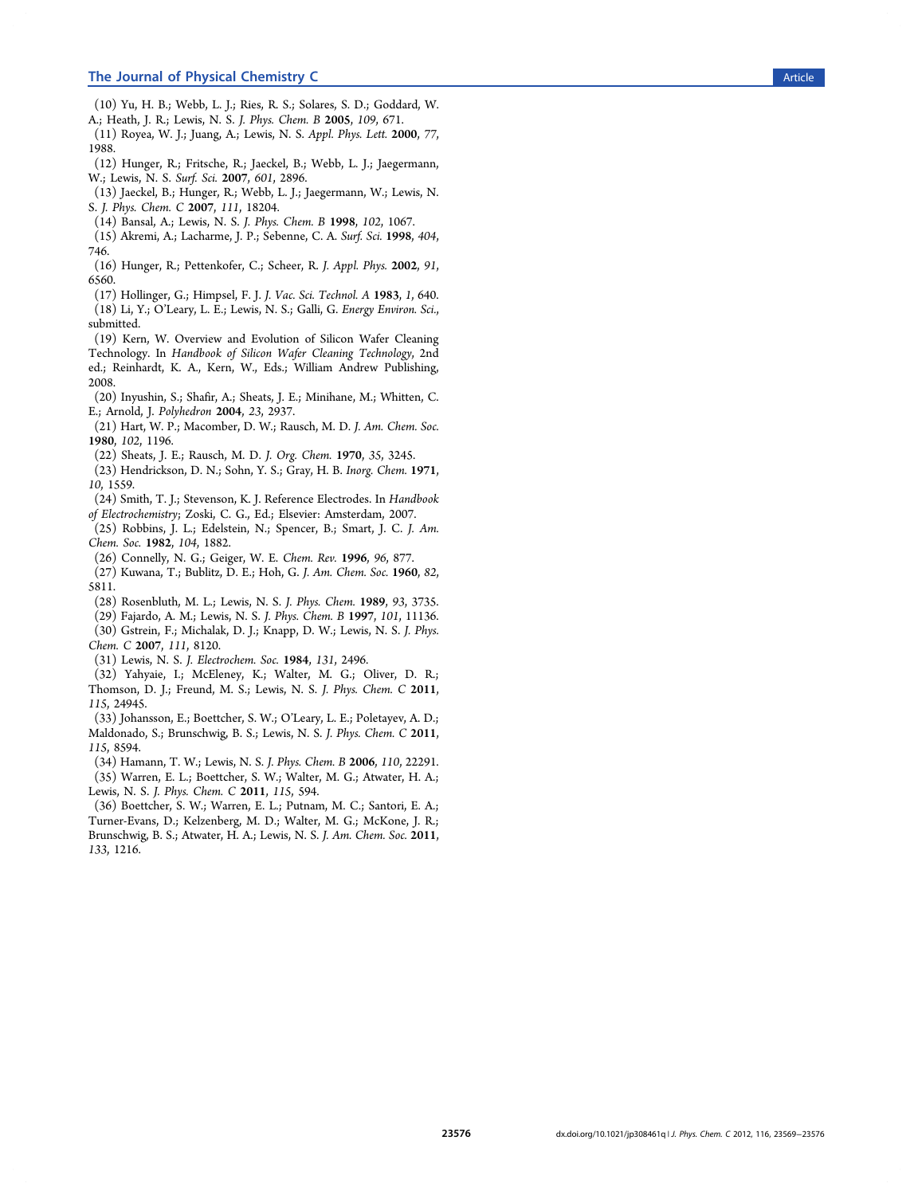(10) Yu, H. B.; Webb, L. J.; Ries, R. S.; Solares, S. D.; Goddard, W. A.; Heath, J. R.; Lewis, N. S. *J. Phys. Chem. B* **2005**, *109*, 671.

(11) Royea, W. J.; Juang, A.; Lewis, N. S. *Appl. Phys. Lett.* **2000**, *77*, 1988.

(12) Hunger, R.; Fritsche, R.; Jaeckel, B.; Webb, L. J.; Jaegermann, W.; Lewis, N. S. *Surf. Sci.* **2007**, *601*, 2896.

(13) Jaeckel, B.; Hunger, R.; Webb, L. J.; Jaegermann, W.; Lewis, N. S. *J. Phys. Chem. C* **2007**, *111*, 18204.

(14) Bansal, A.; Lewis, N. S. *J. Phys. Chem. B* **1998**, *102*, 1067.

(15) Akremi, A.; Lacharme, J. P.; Sebenne, C. A. *Surf. Sci.* **1998**, *404*, 746.

(16) Hunger, R.; Pettenkofer, C.; Scheer, R. *J. Appl. Phys.* **2002**, *91*, 6560.

(17) Hollinger, G.; Himpsel, F. J. *J. Vac. Sci. Technol. A* **1983**, *1*, 640.

(18) Li, Y.; O'Leary, L. E.; Lewis, N. S.; Galli, G. *Energy Environ. Sci.*, submitted.

(19) Kern, W. Overview and Evolution of Silicon Wafer Cleaning Technology. In *Handbook of Silicon Wafer Cleaning Technology*, 2nd ed.; Reinhardt, K. A., Kern, W., Eds.; William Andrew Publishing, 2008.

(20) Inyushin, S.; Shafir, A.; Sheats, J. E.; Minihane, M.; Whitten, C. E.; Arnold, J. *Polyhedron* **2004**, *23*, 2937.

(21) Hart, W. P.; Macomber, D. W.; Rausch, M. D. *J. Am. Chem. Soc.* **1980**, *102*, 1196.

(22) Sheats, J. E.; Rausch, M. D. *J. Org. Chem.* **1970**, *35*, 3245.

(23) Hendrickson, D. N.; Sohn, Y. S.; Gray, H. B. *Inorg. Chem.* **1971**, *10*, 1559.

(24) Smith, T. J.; Stevenson, K. J. Reference Electrodes. In *Handbook of Electrochemistry*; Zoski, C. G., Ed.; Elsevier: Amsterdam, 2007.

(25) Robbins, J. L.; Edelstein, N.; Spencer, B.; Smart, J. C. *J. Am. Chem. Soc.* **1982**, *104*, 1882.

(26) Connelly, N. G.; Geiger, W. E. *Chem. Rev.* **1996**, *96*, 877.

(27) Kuwana, T.; Bublitz, D. E.; Hoh, G. *J. Am. Chem. Soc.* **1960**, *82*, 5811.

(28) Rosenbluth, M. L.; Lewis, N. S. *J. Phys. Chem.* **1989**, *93*, 3735.

(29) Fajardo, A. M.; Lewis, N. S. *J. Phys. Chem. B* **1997**, *101*, 11136.

(30) Gstrein, F.; Michalak, D. J.; Knapp, D. W.; Lewis, N. S. *J. Phys. Chem. C* **2007**, *111*, 8120.

(31) Lewis, N. S. *J. Electrochem. Soc.* **1984**, *131*, 2496.

(32) Yahyaie, I.; McEleney, K.; Walter, M. G.; Oliver, D. R.; Thomson, D. J.; Freund, M. S.; Lewis, N. S. *J. Phys. Chem. C* **2011**, *115*, 24945.

(33) Johansson, E.; Boettcher, S. W.; O'Leary, L. E.; Poletayev, A. D.; Maldonado, S.; Brunschwig, B. S.; Lewis, N. S. *J. Phys. Chem. C* **2011**, *115*, 8594.

(34) Hamann, T. W.; Lewis, N. S. *J. Phys. Chem. B* **2006**, *110*, 22291.

(35) Warren, E. L.; Boettcher, S. W.; Walter, M. G.; Atwater, H. A.; Lewis, N. S. *J. Phys. Chem. C* **2011**, *115*, 594.

(36) Boettcher, S. W.; Warren, E. L.; Putnam, M. C.; Santori, E. A.; Turner-Evans, D.; Kelzenberg, M. D.; Walter, M. G.; McKone, J. R.; Brunschwig, B. S.; Atwater, H. A.; Lewis, N. S. *J. Am. Chem. Soc.* **2011**, *133*, 1216.